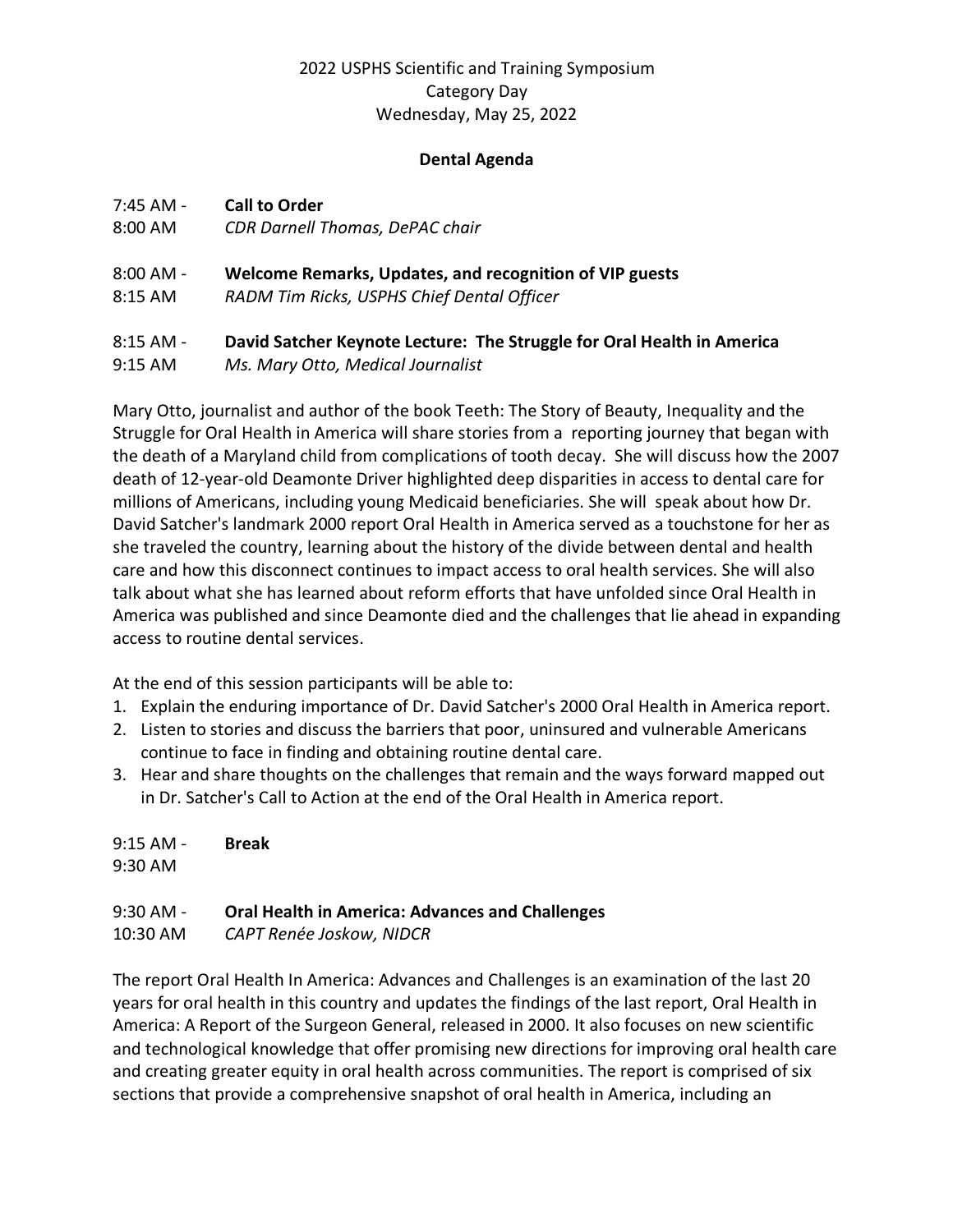2022 USPHS Scientific and Training Symposium
Category Day
Wednesday, May 25, 2022

**Dental Agenda**

7:45 AM - 8:00 AM **Call to Order**
*CDR Darnell Thomas, DePAC chair*

8:00 AM - 8:15 AM **Welcome Remarks, Updates, and recognition of VIP guests**
*RADM Tim Ricks, USPHS Chief Dental Officer*

8:15 AM - 9:15 AM **David Satcher Keynote Lecture: The Struggle for Oral Health in America**
*Ms. Mary Otto, Medical Journalist*

Mary Otto, journalist and author of the book Teeth: The Story of Beauty, Inequality and the Struggle for Oral Health in America will share stories from a reporting journey that began with the death of a Maryland child from complications of tooth decay. She will discuss how the 2007 death of 12-year-old Deamonte Driver highlighted deep disparities in access to dental care for millions of Americans, including young Medicaid beneficiaries. She will speak about how Dr. David Satcher's landmark 2000 report Oral Health in America served as a touchstone for her as she traveled the country, learning about the history of the divide between dental and health care and how this disconnect continues to impact access to oral health services. She will also talk about what she has learned about reform efforts that have unfolded since Oral Health in America was published and since Deamonte died and the challenges that lie ahead in expanding access to routine dental services.

At the end of this session participants will be able to:

1. Explain the enduring importance of Dr. David Satcher's 2000 Oral Health in America report.
2. Listen to stories and discuss the barriers that poor, uninsured and vulnerable Americans continue to face in finding and obtaining routine dental care.
3. Hear and share thoughts on the challenges that remain and the ways forward mapped out in Dr. Satcher's Call to Action at the end of the Oral Health in America report.

9:15 AM - 9:30 AM **Break**

9:30 AM - 10:30 AM **Oral Health in America: Advances and Challenges**
*CAPT Renée Joskow, NIDCR*

The report Oral Health In America: Advances and Challenges is an examination of the last 20 years for oral health in this country and updates the findings of the last report, Oral Health in America: A Report of the Surgeon General, released in 2000. It also focuses on new scientific and technological knowledge that offer promising new directions for improving oral health care and creating greater equity in oral health across communities. The report is comprised of six sections that provide a comprehensive snapshot of oral health in America, including an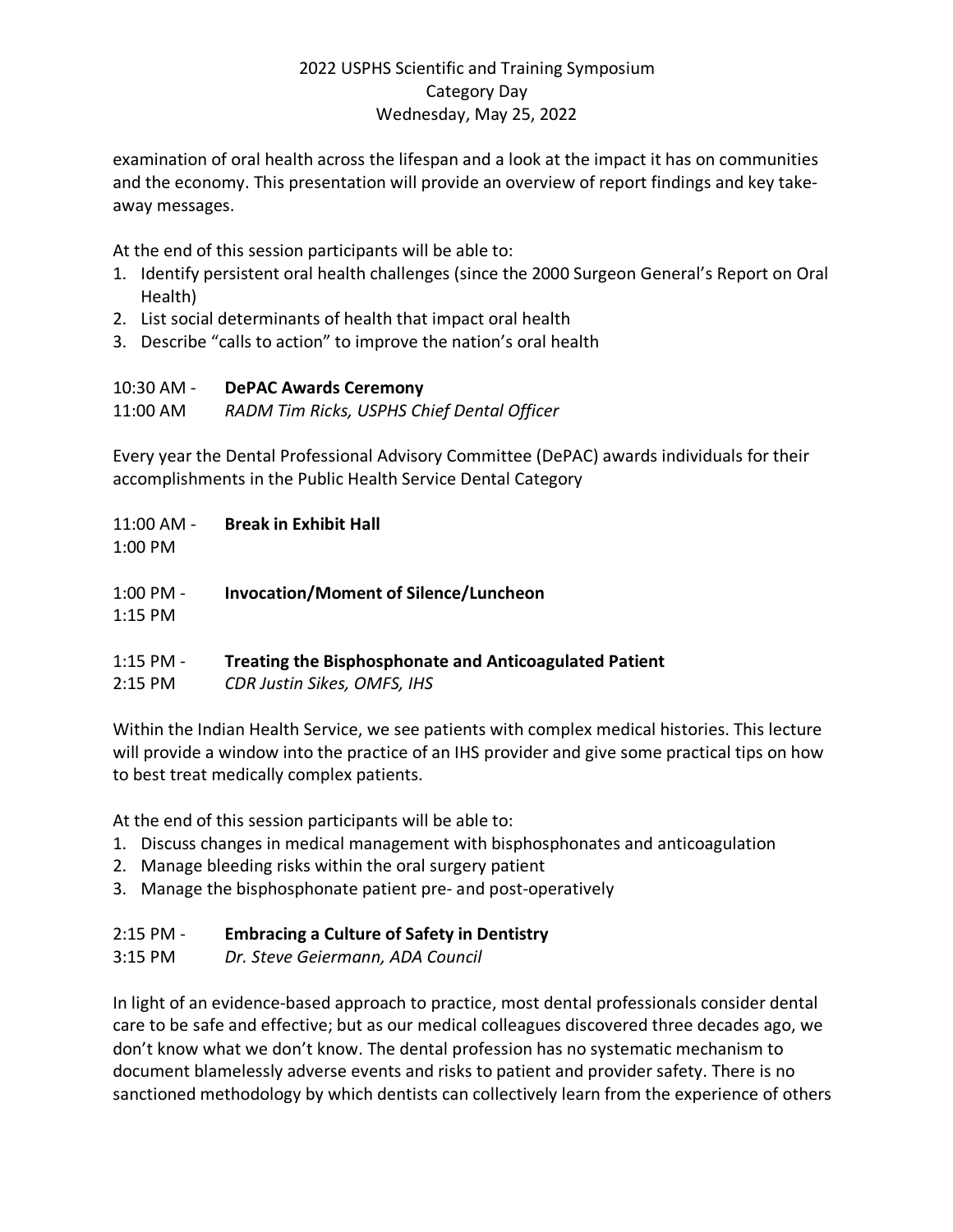examination of oral health across the lifespan and a look at the impact it has on communities and the economy. This presentation will provide an overview of report findings and key take-away messages.

At the end of this session participants will be able to:

1. Identify persistent oral health challenges (since the 2000 Surgeon General's Report on Oral Health)
2. List social determinants of health that impact oral health
3. Describe "calls to action" to improve the nation's oral health

10:30 AM - 11:00 AM **DePAC Awards Ceremony**
*RADM Tim Ricks, USPHS Chief Dental Officer*

Every year the Dental Professional Advisory Committee (DePAC) awards individuals for their accomplishments in the Public Health Service Dental Category

11:00 AM - 1:00 PM **Break in Exhibit Hall**

1:00 PM - 1:15 PM **Invocation/Moment of Silence/Luncheon**

1:15 PM - 2:15 PM **Treating the Bisphosphonate and Anticoagulated Patient**
*CDR Justin Sikes, OMFS, IHS*

Within the Indian Health Service, we see patients with complex medical histories. This lecture will provide a window into the practice of an IHS provider and give some practical tips on how to best treat medically complex patients.

At the end of this session participants will be able to:

1. Discuss changes in medical management with bisphosphonates and anticoagulation
2. Manage bleeding risks within the oral surgery patient
3. Manage the bisphosphonate patient pre- and post-operatively

2:15 PM - 3:15 PM **Embracing a Culture of Safety in Dentistry**
*Dr. Steve Geiermann, ADA Council*

In light of an evidence-based approach to practice, most dental professionals consider dental care to be safe and effective; but as our medical colleagues discovered three decades ago, we don't know what we don't know. The dental profession has no systematic mechanism to document blamelessly adverse events and risks to patient and provider safety. There is no sanctioned methodology by which dentists can collectively learn from the experience of others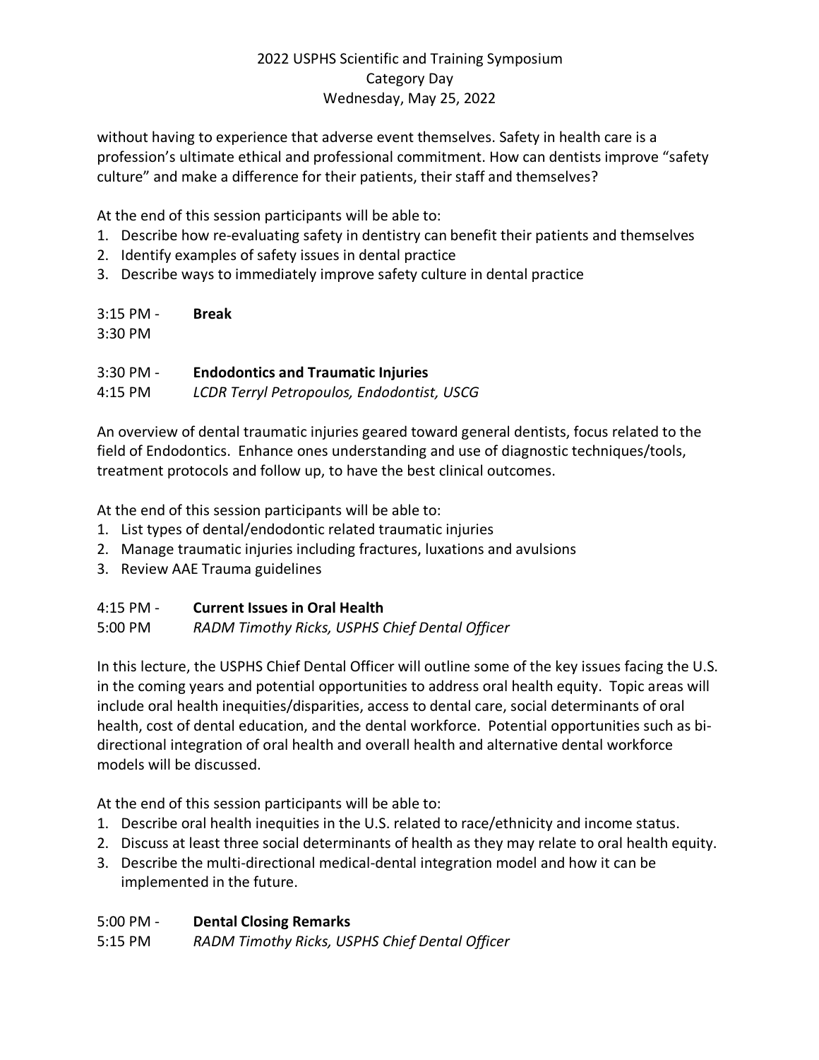without having to experience that adverse event themselves. Safety in health care is a profession's ultimate ethical and professional commitment. How can dentists improve "safety culture" and make a difference for their patients, their staff and themselves?

At the end of this session participants will be able to:

1. Describe how re-evaluating safety in dentistry can benefit their patients and themselves
2. Identify examples of safety issues in dental practice
3. Describe ways to immediately improve safety culture in dental practice

3:15 PM - 3:30 PM **Break**

3:30 PM - 4:15 PM **Endodontics and Traumatic Injuries**
*LCDR Terryl Petropoulos, Endodontist, USCG*

An overview of dental traumatic injuries geared toward general dentists, focus related to the field of Endodontics. Enhance ones understanding and use of diagnostic techniques/tools, treatment protocols and follow up, to have the best clinical outcomes.

At the end of this session participants will be able to:

1. List types of dental/endodontic related traumatic injuries
2. Manage traumatic injuries including fractures, luxations and avulsions
3. Review AAE Trauma guidelines

4:15 PM - 5:00 PM **Current Issues in Oral Health**
*RADM Timothy Ricks, USPHS Chief Dental Officer*

In this lecture, the USPHS Chief Dental Officer will outline some of the key issues facing the U.S. in the coming years and potential opportunities to address oral health equity. Topic areas will include oral health inequities/disparities, access to dental care, social determinants of oral health, cost of dental education, and the dental workforce. Potential opportunities such as bi-directional integration of oral health and overall health and alternative dental workforce models will be discussed.

At the end of this session participants will be able to:

1. Describe oral health inequities in the U.S. related to race/ethnicity and income status.
2. Discuss at least three social determinants of health as they may relate to oral health equity.
3. Describe the multi-directional medical-dental integration model and how it can be implemented in the future.

5:00 PM - 5:15 PM **Dental Closing Remarks**
*RADM Timothy Ricks, USPHS Chief Dental Officer*